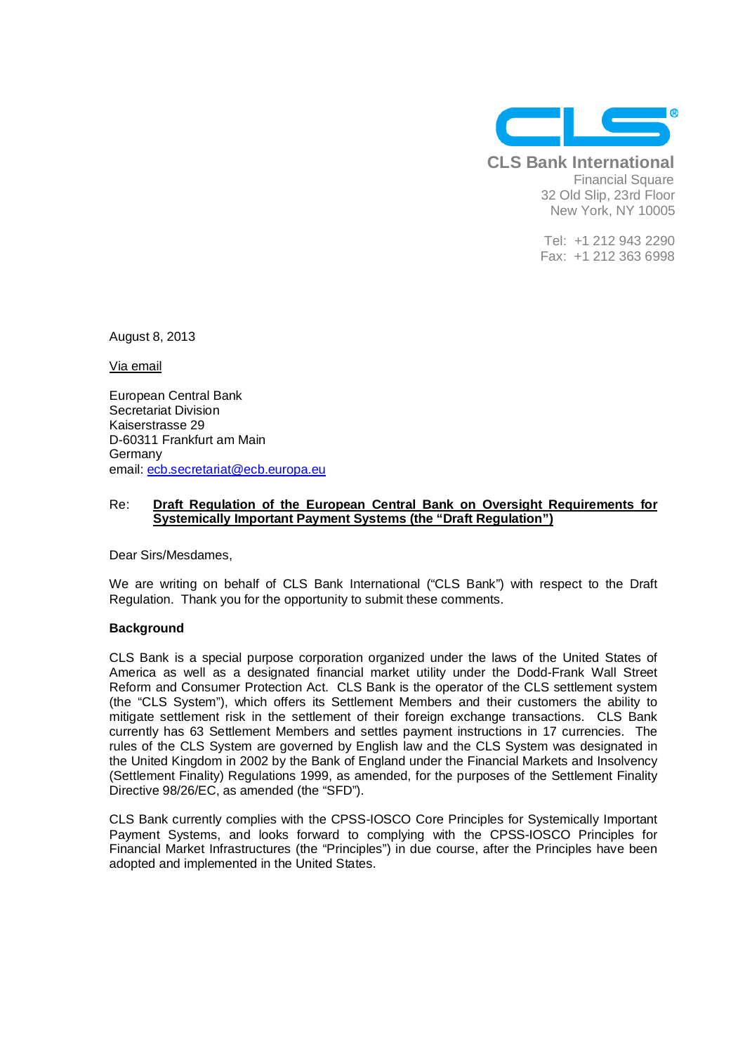**CLS Bank International**
Financial Square
32 Old Slip, 23rd Floor
New York, NY 10005

Tel: +1 212 943 2290
Fax: +1 212 363 6998

August 8, 2013

Via email

European Central Bank
Secretariat Division
Kaiserstrasse 29
D-60311 Frankfurt am Main
Germany
email: ecb.secretariat@ecb.europa.eu

Re: **Draft Regulation of the European Central Bank on Oversight Requirements for Systemically Important Payment Systems (the "Draft Regulation")**

Dear Sirs/Mesdames,

We are writing on behalf of CLS Bank International ("CLS Bank") with respect to the Draft Regulation. Thank you for the opportunity to submit these comments.

**Background**

CLS Bank is a special purpose corporation organized under the laws of the United States of America as well as a designated financial market utility under the Dodd-Frank Wall Street Reform and Consumer Protection Act. CLS Bank is the operator of the CLS settlement system (the "CLS System"), which offers its Settlement Members and their customers the ability to mitigate settlement risk in the settlement of their foreign exchange transactions. CLS Bank currently has 63 Settlement Members and settles payment instructions in 17 currencies. The rules of the CLS System are governed by English law and the CLS System was designated in the United Kingdom in 2002 by the Bank of England under the Financial Markets and Insolvency (Settlement Finality) Regulations 1999, as amended, for the purposes of the Settlement Finality Directive 98/26/EC, as amended (the "SFD").

CLS Bank currently complies with the CPSS-IOSCO Core Principles for Systemically Important Payment Systems, and looks forward to complying with the CPSS-IOSCO Principles for Financial Market Infrastructures (the "Principles") in due course, after the Principles have been adopted and implemented in the United States.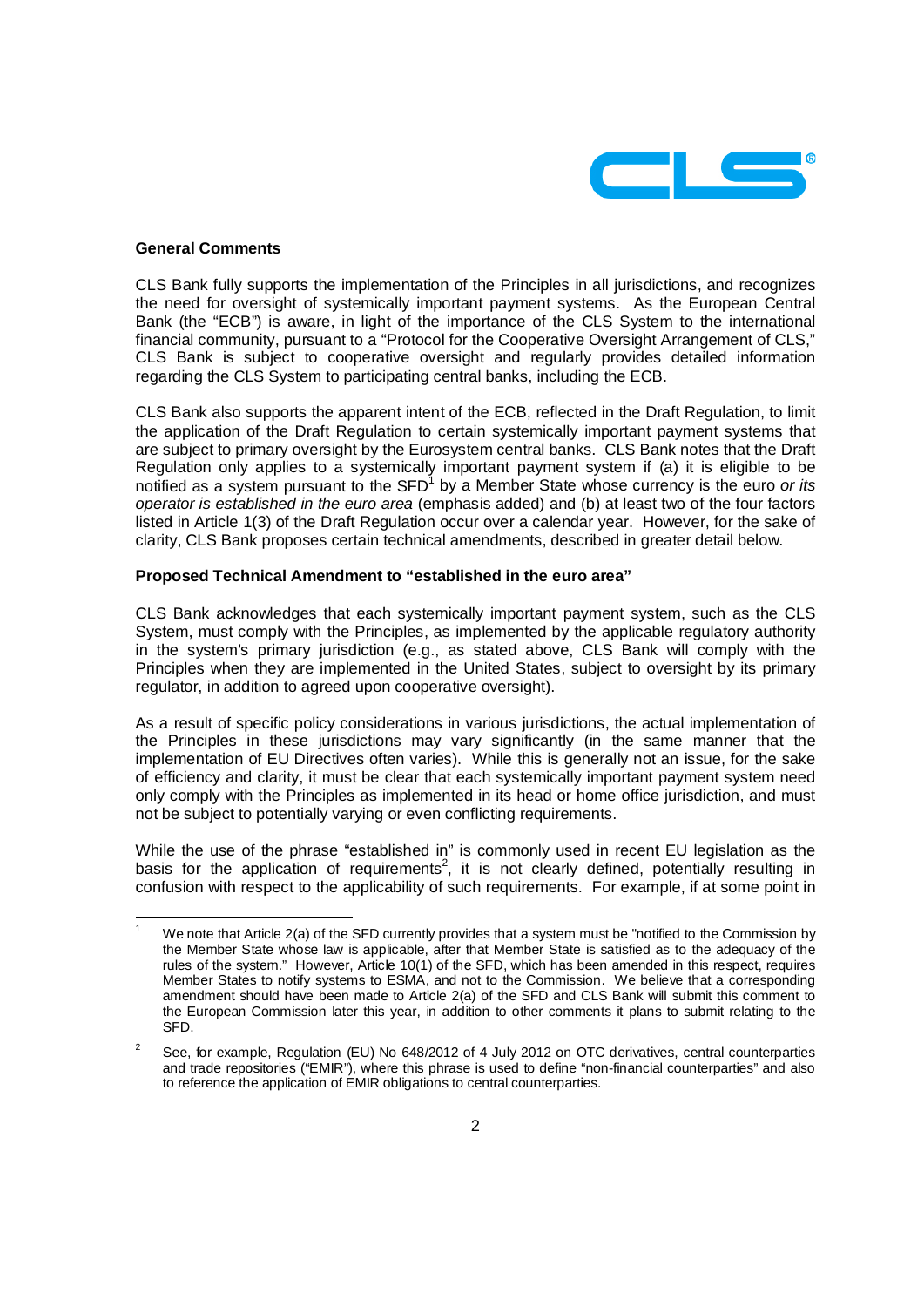**General Comments**

CLS Bank fully supports the implementation of the Principles in all jurisdictions, and recognizes the need for oversight of systemically important payment systems. As the European Central Bank (the "ECB") is aware, in light of the importance of the CLS System to the international financial community, pursuant to a "Protocol for the Cooperative Oversight Arrangement of CLS," CLS Bank is subject to cooperative oversight and regularly provides detailed information regarding the CLS System to participating central banks, including the ECB.

CLS Bank also supports the apparent intent of the ECB, reflected in the Draft Regulation, to limit the application of the Draft Regulation to certain systemically important payment systems that are subject to primary oversight by the Eurosystem central banks. CLS Bank notes that the Draft Regulation only applies to a systemically important payment system if (a) it is eligible to be notified as a system pursuant to the SFD[1] by a Member State whose currency is the euro *or its operator is established in the euro area* (emphasis added) and (b) at least two of the four factors listed in Article 1(3) of the Draft Regulation occur over a calendar year. However, for the sake of clarity, CLS Bank proposes certain technical amendments, described in greater detail below.

**Proposed Technical Amendment to "established in the euro area"**

CLS Bank acknowledges that each systemically important payment system, such as the CLS System, must comply with the Principles, as implemented by the applicable regulatory authority in the system's primary jurisdiction (e.g., as stated above, CLS Bank will comply with the Principles when they are implemented in the United States, subject to oversight by its primary regulator, in addition to agreed upon cooperative oversight).

As a result of specific policy considerations in various jurisdictions, the actual implementation of the Principles in these jurisdictions may vary significantly (in the same manner that the implementation of EU Directives often varies). While this is generally not an issue, for the sake of efficiency and clarity, it must be clear that each systemically important payment system need only comply with the Principles as implemented in its head or home office jurisdiction, and must not be subject to potentially varying or even conflicting requirements.

While the use of the phrase "established in" is commonly used in recent EU legislation as the basis for the application of requirements[2], it is not clearly defined, potentially resulting in confusion with respect to the applicability of such requirements. For example, if at some point in

[1] We note that Article 2(a) of the SFD currently provides that a system must be "notified to the Commission by the Member State whose law is applicable, after that Member State is satisfied as to the adequacy of the rules of the system." However, Article 10(1) of the SFD, which has been amended in this respect, requires Member States to notify systems to ESMA, and not to the Commission. We believe that a corresponding amendment should have been made to Article 2(a) of the SFD and CLS Bank will submit this comment to the European Commission later this year, in addition to other comments it plans to submit relating to the SFD.

[2] See, for example, Regulation (EU) No 648/2012 of 4 July 2012 on OTC derivatives, central counterparties and trade repositories ("EMIR"), where this phrase is used to define "non-financial counterparties" and also to reference the application of EMIR obligations to central counterparties.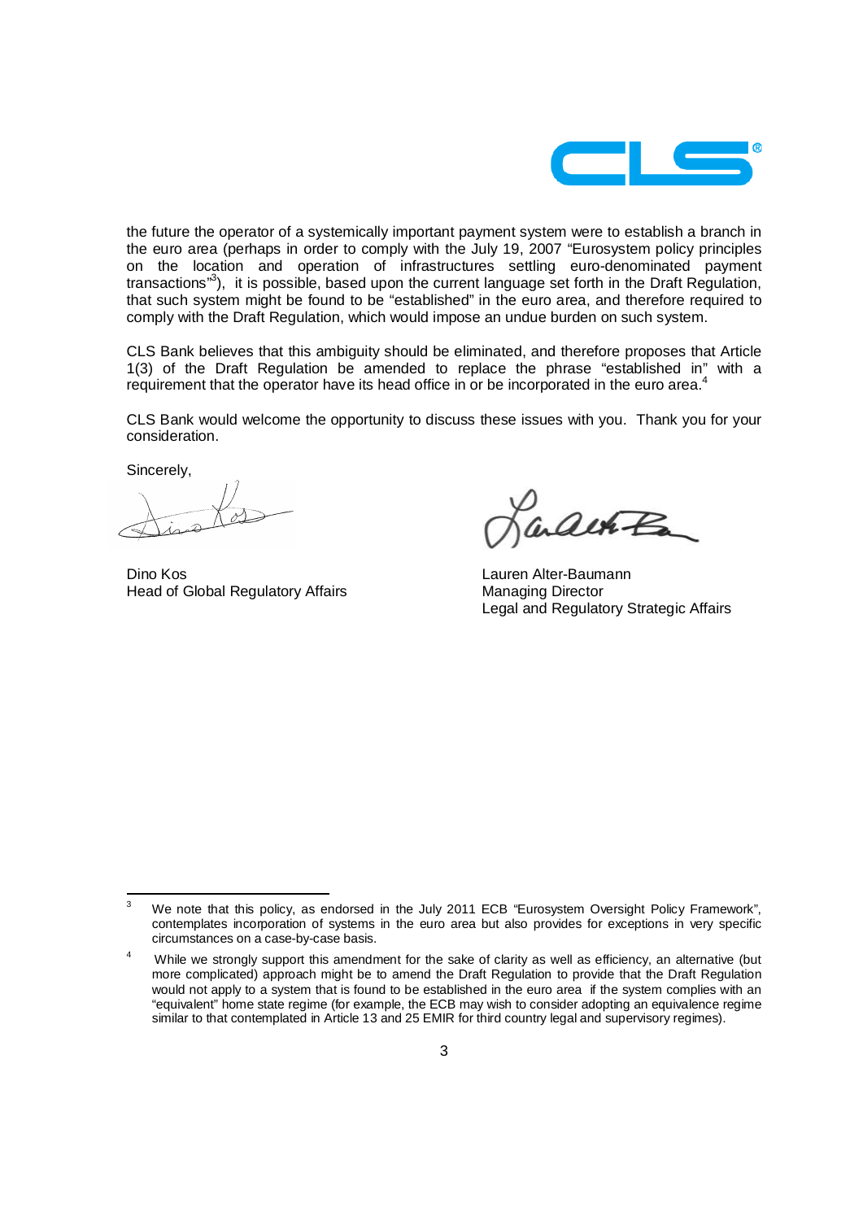the future the operator of a systemically important payment system were to establish a branch in the euro area (perhaps in order to comply with the July 19, 2007 "Eurosystem policy principles on the location and operation of infrastructures settling euro-denominated payment transactions"[3]), it is possible, based upon the current language set forth in the Draft Regulation, that such system might be found to be "established" in the euro area, and therefore required to comply with the Draft Regulation, which would impose an undue burden on such system.

CLS Bank believes that this ambiguity should be eliminated, and therefore proposes that Article 1(3) of the Draft Regulation be amended to replace the phrase "established in" with a requirement that the operator have its head office in or be incorporated in the euro area.[4]

CLS Bank would welcome the opportunity to discuss these issues with you. Thank you for your consideration.

Sincerely,

Dino Kos
Head of Global Regulatory Affairs

Lauren Alter-Baumann
Managing Director
Legal and Regulatory Strategic Affairs

---

[3] We note that this policy, as endorsed in the July 2011 ECB "Eurosystem Oversight Policy Framework", contemplates incorporation of systems in the euro area but also provides for exceptions in very specific circumstances on a case-by-case basis.

[4] While we strongly support this amendment for the sake of clarity as well as efficiency, an alternative (but more complicated) approach might be to amend the Draft Regulation to provide that the Draft Regulation would not apply to a system that is found to be established in the euro area if the system complies with an "equivalent" home state regime (for example, the ECB may wish to consider adopting an equivalence regime similar to that contemplated in Article 13 and 25 EMIR for third country legal and supervisory regimes).